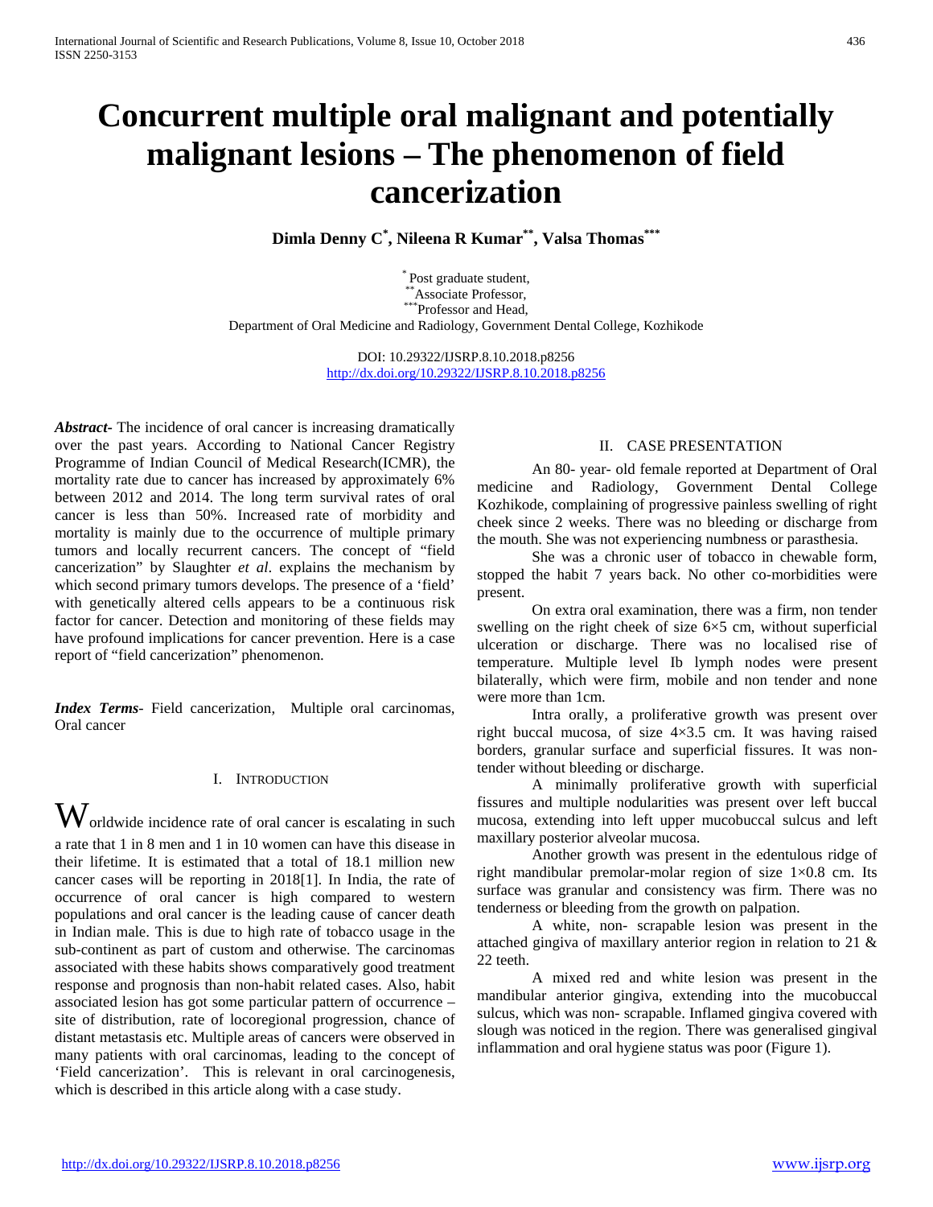# Concurrent multiple oral malignant and potentially malignant lesions – The phenomenon of field cancerization

**Dimla Denny C[*], Nileena R Kumar[**], Valsa Thomas[***]**

[*] Post graduate student,
[**] Associate Professor,
[***] Professor and Head,
Department of Oral Medicine and Radiology, Government Dental College, Kozhikode

DOI: 10.29322/IJSRP.8.10.2018.p8256
http://dx.doi.org/10.29322/IJSRP.8.10.2018.p8256

***Abstract***- The incidence of oral cancer is increasing dramatically over the past years. According to National Cancer Registry Programme of Indian Council of Medical Research(ICMR), the mortality rate due to cancer has increased by approximately 6% between 2012 and 2014. The long term survival rates of oral cancer is less than 50%. Increased rate of morbidity and mortality is mainly due to the occurrence of multiple primary tumors and locally recurrent cancers. The concept of "field cancerization" by Slaughter *et al*. explains the mechanism by which second primary tumors develops. The presence of a 'field' with genetically altered cells appears to be a continuous risk factor for cancer. Detection and monitoring of these fields may have profound implications for cancer prevention. Here is a case report of "field cancerization" phenomenon.

***Index Terms***- Field cancerization, Multiple oral carcinomas, Oral cancer

## I. Introduction

Worldwide incidence rate of oral cancer is escalating in such a rate that 1 in 8 men and 1 in 10 women can have this disease in their lifetime. It is estimated that a total of 18.1 million new cancer cases will be reporting in 2018[1]. In India, the rate of occurrence of oral cancer is high compared to western populations and oral cancer is the leading cause of cancer death in Indian male. This is due to high rate of tobacco usage in the sub-continent as part of custom and otherwise. The carcinomas associated with these habits shows comparatively good treatment response and prognosis than non-habit related cases. Also, habit associated lesion has got some particular pattern of occurrence – site of distribution, rate of locoregional progression, chance of distant metastasis etc. Multiple areas of cancers were observed in many patients with oral carcinomas, leading to the concept of 'Field cancerization'. This is relevant in oral carcinogenesis, which is described in this article along with a case study.

## II. Case Presentation

An 80- year- old female reported at Department of Oral medicine and Radiology, Government Dental College Kozhikode, complaining of progressive painless swelling of right cheek since 2 weeks. There was no bleeding or discharge from the mouth. She was not experiencing numbness or parasthesia.

She was a chronic user of tobacco in chewable form, stopped the habit 7 years back. No other co-morbidities were present.

On extra oral examination, there was a firm, non tender swelling on the right cheek of size 6×5 cm, without superficial ulceration or discharge. There was no localised rise of temperature. Multiple level Ib lymph nodes were present bilaterally, which were firm, mobile and non tender and none were more than 1cm.

Intra orally, a proliferative growth was present over right buccal mucosa, of size 4×3.5 cm. It was having raised borders, granular surface and superficial fissures. It was non-tender without bleeding or discharge.

A minimally proliferative growth with superficial fissures and multiple nodularities was present over left buccal mucosa, extending into left upper mucobuccal sulcus and left maxillary posterior alveolar mucosa.

Another growth was present in the edentulous ridge of right mandibular premolar-molar region of size 1×0.8 cm. Its surface was granular and consistency was firm. There was no tenderness or bleeding from the growth on palpation.

A white, non- scrapable lesion was present in the attached gingiva of maxillary anterior region in relation to 21 & 22 teeth.

A mixed red and white lesion was present in the mandibular anterior gingiva, extending into the mucobuccal sulcus, which was non- scrapable. Inflamed gingiva covered with slough was noticed in the region. There was generalised gingival inflammation and oral hygiene status was poor (Figure 1).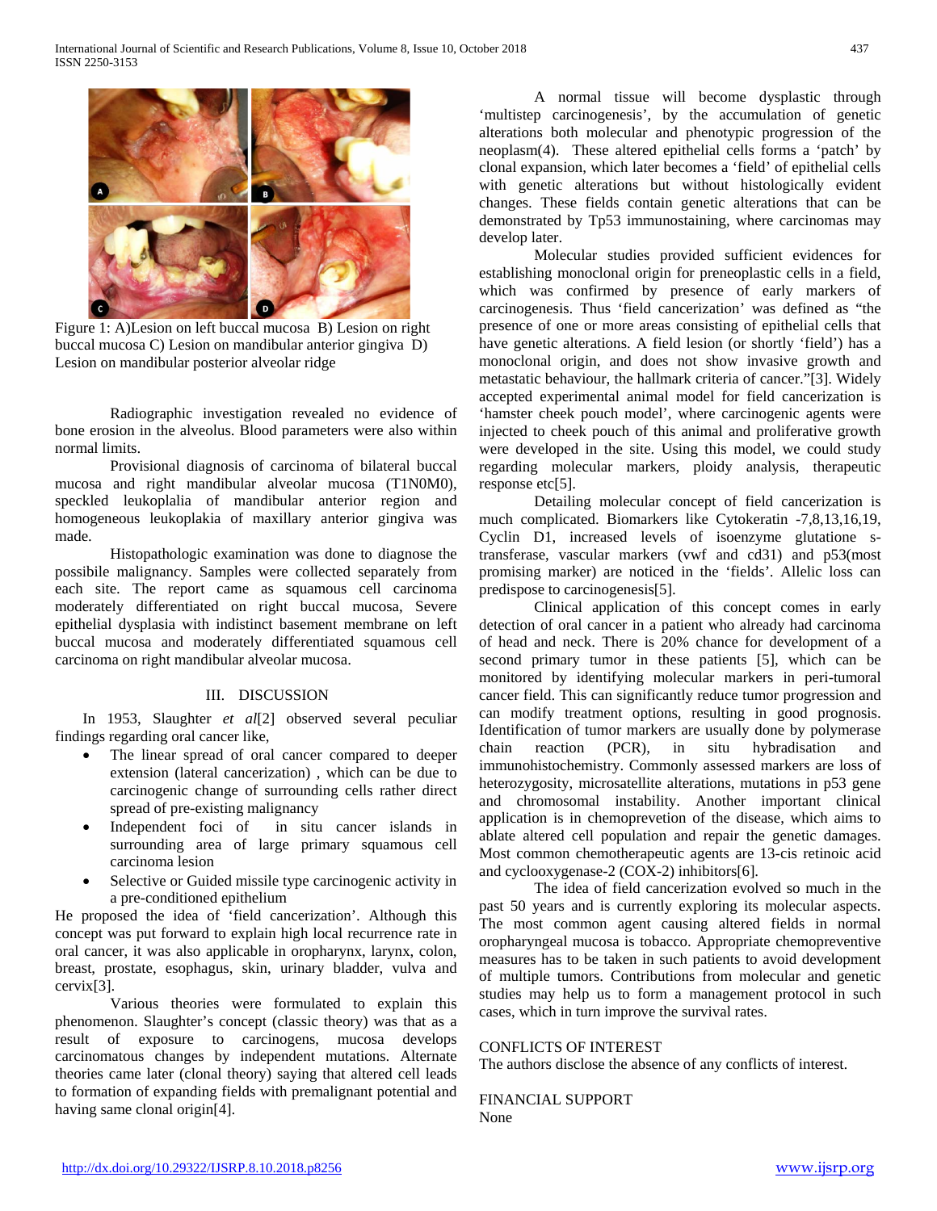Figure 1: A)Lesion on left buccal mucosa B) Lesion on right buccal mucosa C) Lesion on mandibular anterior gingiva D) Lesion on mandibular posterior alveolar ridge

Radiographic investigation revealed no evidence of bone erosion in the alveolus. Blood parameters were also within normal limits.

Provisional diagnosis of carcinoma of bilateral buccal mucosa and right mandibular alveolar mucosa (T1N0M0), speckled leukoplalia of mandibular anterior region and homogeneous leukoplakia of maxillary anterior gingiva was made.

Histopathologic examination was done to diagnose the possibile malignancy. Samples were collected separately from each site. The report came as squamous cell carcinoma moderately differentiated on right buccal mucosa, Severe epithelial dysplasia with indistinct basement membrane on left buccal mucosa and moderately differentiated squamous cell carcinoma on right mandibular alveolar mucosa.

## III. DISCUSSION

In 1953, Slaughter *et al*[2] observed several peculiar findings regarding oral cancer like,

- The linear spread of oral cancer compared to deeper extension (lateral cancerization) , which can be due to carcinogenic change of surrounding cells rather direct spread of pre-existing malignancy
- Independent foci of in situ cancer islands in surrounding area of large primary squamous cell carcinoma lesion
- Selective or Guided missile type carcinogenic activity in a pre-conditioned epithelium

He proposed the idea of 'field cancerization'. Although this concept was put forward to explain high local recurrence rate in oral cancer, it was also applicable in oropharynx, larynx, colon, breast, prostate, esophagus, skin, urinary bladder, vulva and cervix[3].

Various theories were formulated to explain this phenomenon. Slaughter's concept (classic theory) was that as a result of exposure to carcinogens, mucosa develops carcinomatous changes by independent mutations. Alternate theories came later (clonal theory) saying that altered cell leads to formation of expanding fields with premalignant potential and having same clonal origin[4].

A normal tissue will become dysplastic through 'multistep carcinogenesis', by the accumulation of genetic alterations both molecular and phenotypic progression of the neoplasm(4). These altered epithelial cells forms a 'patch' by clonal expansion, which later becomes a 'field' of epithelial cells with genetic alterations but without histologically evident changes. These fields contain genetic alterations that can be demonstrated by Tp53 immunostaining, where carcinomas may develop later.

Molecular studies provided sufficient evidences for establishing monoclonal origin for preneoplastic cells in a field, which was confirmed by presence of early markers of carcinogenesis. Thus 'field cancerization' was defined as "the presence of one or more areas consisting of epithelial cells that have genetic alterations. A field lesion (or shortly 'field') has a monoclonal origin, and does not show invasive growth and metastatic behaviour, the hallmark criteria of cancer."[3]. Widely accepted experimental animal model for field cancerization is 'hamster cheek pouch model', where carcinogenic agents were injected to cheek pouch of this animal and proliferative growth were developed in the site. Using this model, we could study regarding molecular markers, ploidy analysis, therapeutic response etc[5].

Detailing molecular concept of field cancerization is much complicated. Biomarkers like Cytokeratin -7,8,13,16,19, Cyclin D1, increased levels of isoenzyme glutatione s-transferase, vascular markers (vwf and cd31) and p53(most promising marker) are noticed in the 'fields'. Allelic loss can predispose to carcinogenesis[5].

Clinical application of this concept comes in early detection of oral cancer in a patient who already had carcinoma of head and neck. There is 20% chance for development of a second primary tumor in these patients [5], which can be monitored by identifying molecular markers in peri-tumoral cancer field. This can significantly reduce tumor progression and can modify treatment options, resulting in good prognosis. Identification of tumor markers are usually done by polymerase chain reaction (PCR), in situ hybradisation and immunohistochemistry. Commonly assessed markers are loss of heterozygosity, microsatellite alterations, mutations in p53 gene and chromosomal instability. Another important clinical application is in chemoprevention of the disease, which aims to ablate altered cell population and repair the genetic damages. Most common chemotherapeutic agents are 13-cis retinoic acid and cyclooxygenase-2 (COX-2) inhibitors[6].

The idea of field cancerization evolved so much in the past 50 years and is currently exploring its molecular aspects. The most common agent causing altered fields in normal oropharyngeal mucosa is tobacco. Appropriate chemopreventive measures has to be taken in such patients to avoid development of multiple tumors. Contributions from molecular and genetic studies may help us to form a management protocol in such cases, which in turn improve the survival rates.

## CONFLICTS OF INTEREST

The authors disclose the absence of any conflicts of interest.

## FINANCIAL SUPPORT

None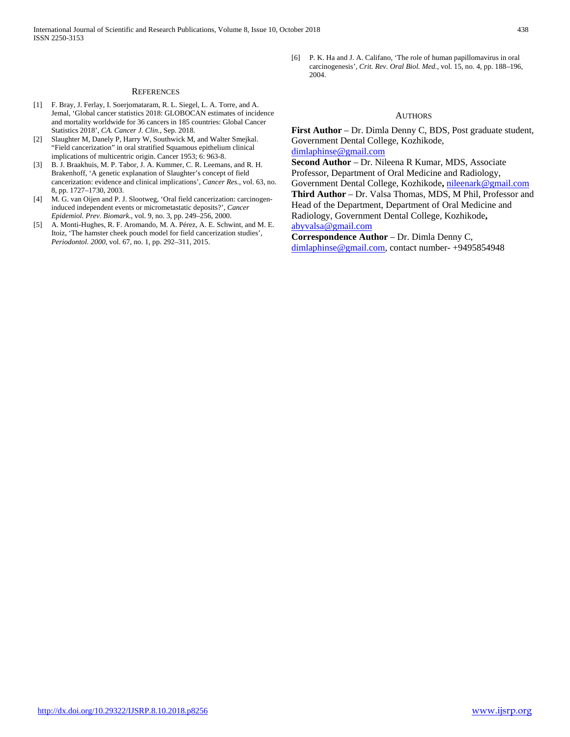## REFERENCES

[1] F. Bray, J. Ferlay, I. Soerjomataram, R. L. Siegel, L. A. Torre, and A. Jemal, 'Global cancer statistics 2018: GLOBOCAN estimates of incidence and mortality worldwide for 36 cancers in 185 countries: Global Cancer Statistics 2018', *CA. Cancer J. Clin.*, Sep. 2018.

[2] Slaughter M, Danely P, Harry W, Southwick M, and Walter Smejkal. "Field cancerization" in oral stratified Squamous epithelium clinical implications of multicentric origin. Cancer 1953; 6: 963-8.

[3] B. J. Braakhuis, M. P. Tabor, J. A. Kummer, C. R. Leemans, and R. H. Brakenhoff, 'A genetic explanation of Slaughter's concept of field cancerization: evidence and clinical implications', *Cancer Res.*, vol. 63, no. 8, pp. 1727–1730, 2003.

[4] M. G. van Oijen and P. J. Slootweg, 'Oral field cancerization: carcinogen-induced independent events or micrometastatic deposits?', *Cancer Epidemiol. Prev. Biomark.*, vol. 9, no. 3, pp. 249–256, 2000.

[5] A. Monti-Hughes, R. F. Aromando, M. A. Pérez, A. E. Schwint, and M. E. Itoiz, 'The hamster cheek pouch model for field cancerization studies', *Periodontol. 2000*, vol. 67, no. 1, pp. 292–311, 2015.

[6] P. K. Ha and J. A. Califano, 'The role of human papillomavirus in oral carcinogenesis', *Crit. Rev. Oral Biol. Med.*, vol. 15, no. 4, pp. 188–196, 2004.

## AUTHORS

**First Author** – Dr. Dimla Denny C, BDS, Post graduate student, Government Dental College, Kozhikode, dimlaphinse@gmail.com

**Second Author** – Dr. Nileena R Kumar, MDS, Associate Professor, Department of Oral Medicine and Radiology, Government Dental College, Kozhikode**,** nileenark@gmail.com

**Third Author** – Dr. Valsa Thomas, MDS, M Phil, Professor and Head of the Department, Department of Oral Medicine and Radiology, Government Dental College, Kozhikode**,** abyvalsa@gmail.com

**Correspondence Author** – Dr. Dimla Denny C, dimlaphinse@gmail.com, contact number- +9495854948